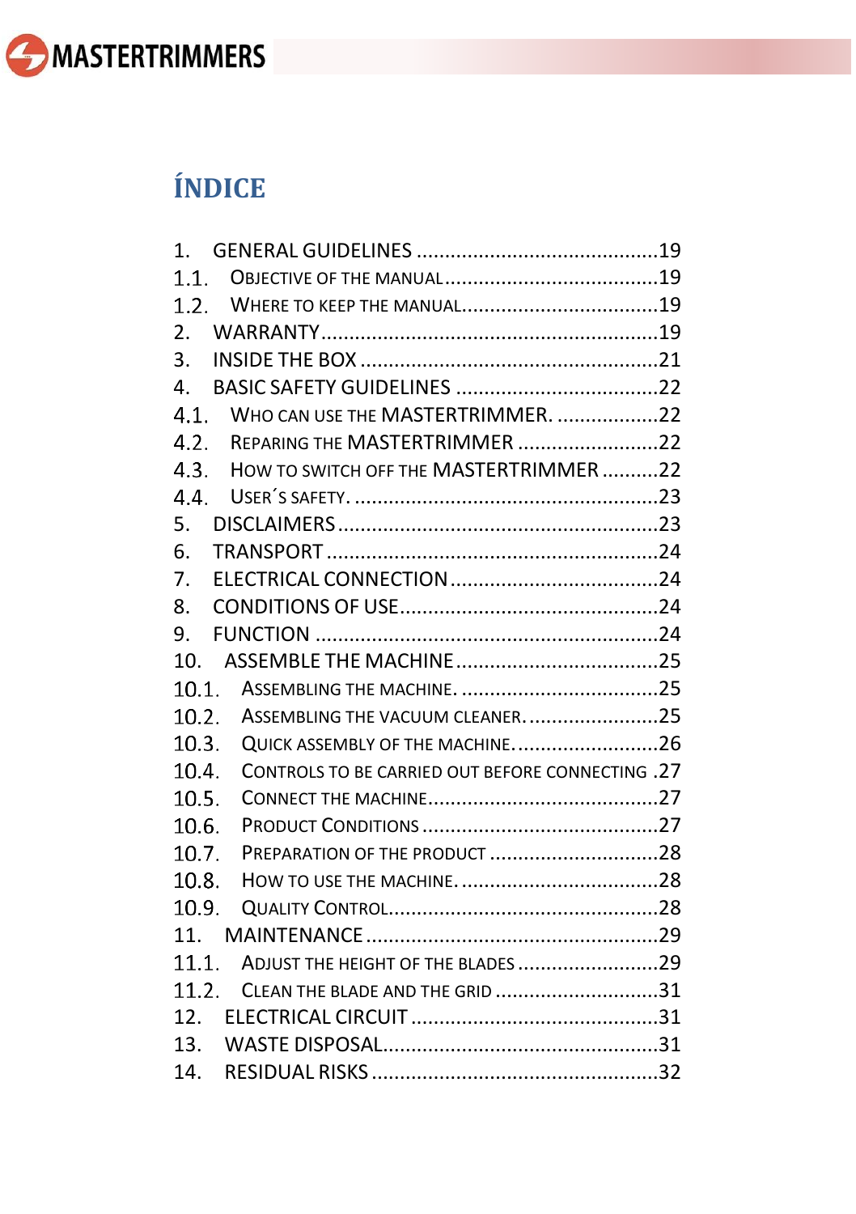# ÍNDICE

1. GENERAL GUIDELINES ............................................19
1.1. OBJECTIVE OF THE MANUAL ......................................19
1.2. WHERE TO KEEP THE MANUAL....................................19
2. WARRANTY............................................................19
3. INSIDE THE BOX .....................................................21
4. BASIC SAFETY GUIDELINES ....................................22
4.1. WHO CAN USE THE MASTERTRIMMER. ..................22
4.2. REPARING THE MASTERTRIMMER .........................22
4.3. HOW TO SWITCH OFF THE MASTERTRIMMER ..........22
4.4. USER´S SAFETY. ......................................................23
5. DISCLAIMERS.........................................................23
6. TRANSPORT ...........................................................24
7. ELECTRICAL CONNECTION.....................................24
8. CONDITIONS OF USE..............................................24
9. FUNCTION .............................................................24
10. ASSEMBLE THE MACHINE....................................25
10.1. ASSEMBLING THE MACHINE. ...................................25
10.2. ASSEMBLING THE VACUUM CLEANER. .......................25
10.3. QUICK ASSEMBLY OF THE MACHINE. ..........................26
10.4. CONTROLS TO BE CARRIED OUT BEFORE CONNECTING .27
10.5. CONNECT THE MACHINE.........................................27
10.6. PRODUCT CONDITIONS ..........................................27
10.7. PREPARATION OF THE PRODUCT ..............................28
10.8. HOW TO USE THE MACHINE. ...................................28
10.9. QUALITY CONTROL................................................28
11. MAINTENANCE ....................................................29
11.1. ADJUST THE HEIGHT OF THE BLADES .........................29
11.2. CLEAN THE BLADE AND THE GRID .............................31
12. ELECTRICAL CIRCUIT ............................................31
13. WASTE DISPOSAL.................................................31
14. RESIDUAL RISKS ...................................................32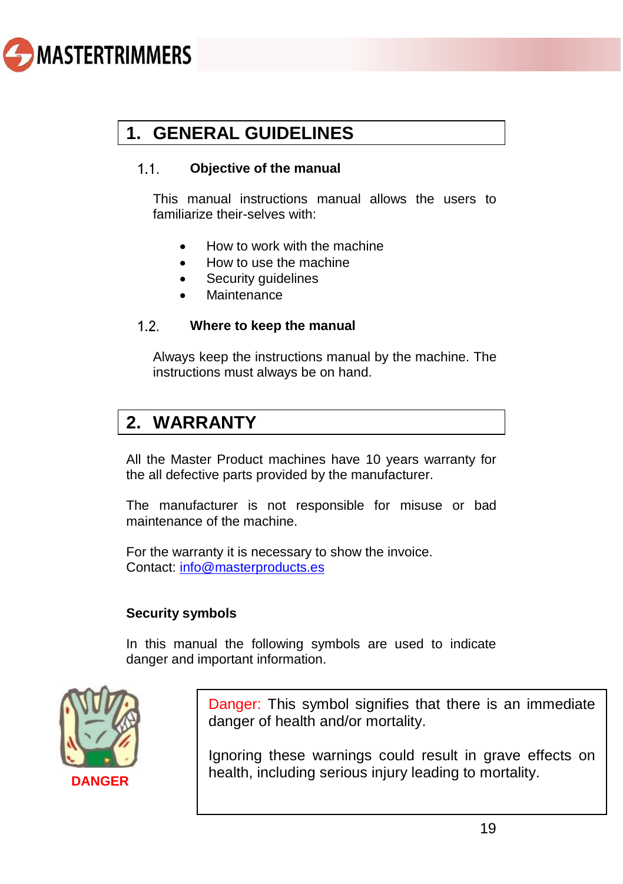# 1. GENERAL GUIDELINES

## 1.1. Objective of the manual

This manual instructions manual allows the users to familiarize their-selves with:

- How to work with the machine
- How to use the machine
- Security guidelines
- Maintenance

## 1.2. Where to keep the manual

Always keep the instructions manual by the machine. The instructions must always be on hand.

# 2. WARRANTY

All the Master Product machines have 10 years warranty for the all defective parts provided by the manufacturer.

The manufacturer is not responsible for misuse or bad maintenance of the machine.

For the warranty it is necessary to show the invoice.
Contact: info@masterproducts.es

**Security symbols**

In this manual the following symbols are used to indicate danger and important information.

DANGER

Danger: This symbol signifies that there is an immediate danger of health and/or mortality.

Ignoring these warnings could result in grave effects on health, including serious injury leading to mortality.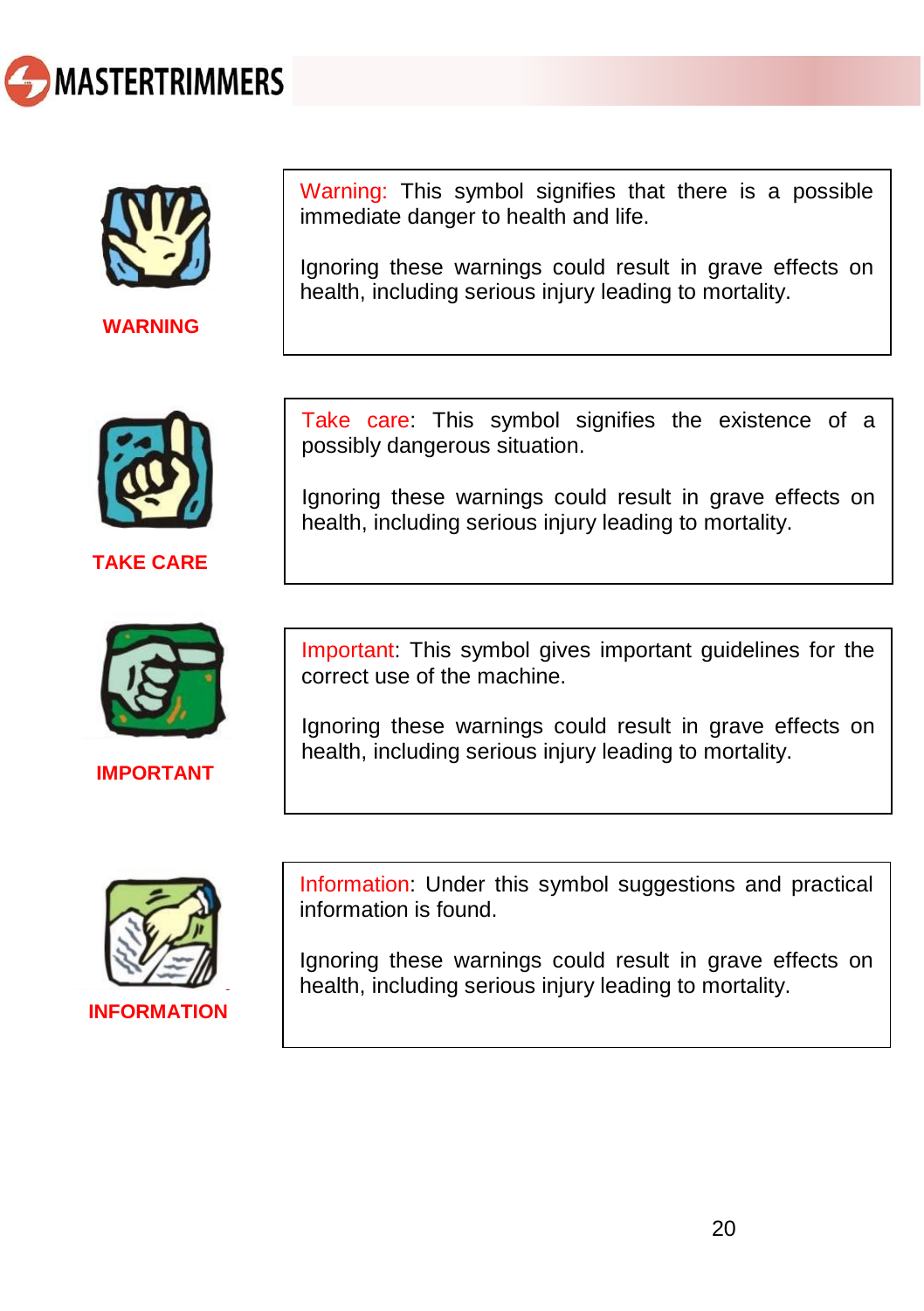**WARNING**

Warning: This symbol signifies that there is a possible immediate danger to health and life.

Ignoring these warnings could result in grave effects on health, including serious injury leading to mortality.

**TAKE CARE**

Take care: This symbol signifies the existence of a possibly dangerous situation.

Ignoring these warnings could result in grave effects on health, including serious injury leading to mortality.

**IMPORTANT**

Important: This symbol gives important guidelines for the correct use of the machine.

Ignoring these warnings could result in grave effects on health, including serious injury leading to mortality.

**INFORMATION**

Information: Under this symbol suggestions and practical information is found.

Ignoring these warnings could result in grave effects on health, including serious injury leading to mortality.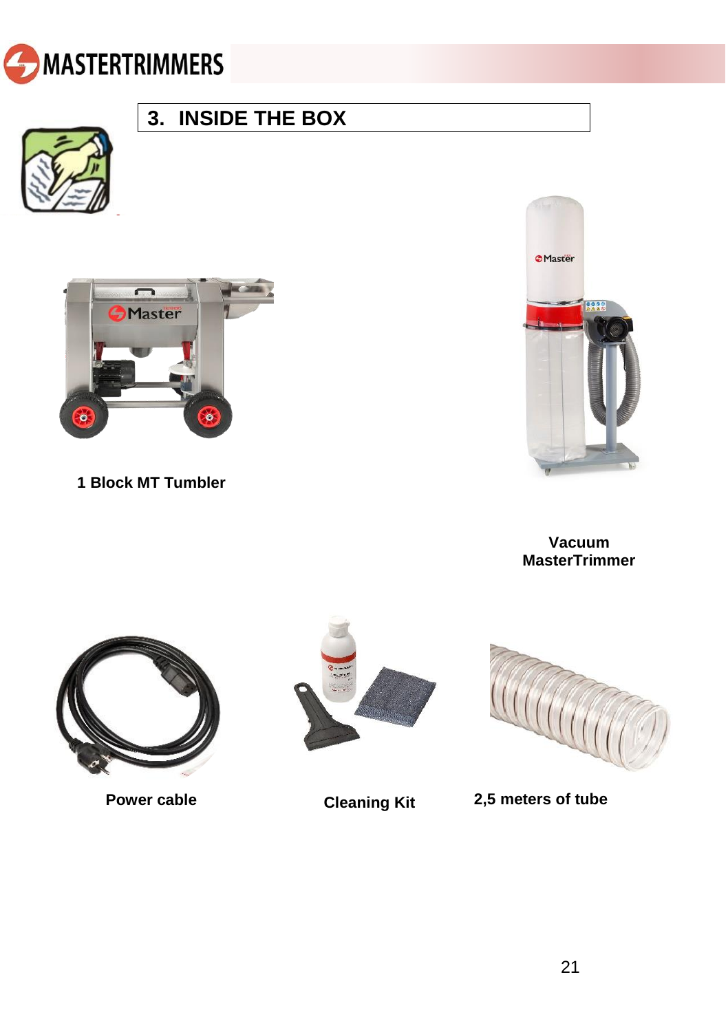## 3. INSIDE THE BOX

**1 Block MT Tumbler**

**Vacuum MasterTrimmer**

**Power cable**

**Cleaning Kit**

**2,5 meters of tube**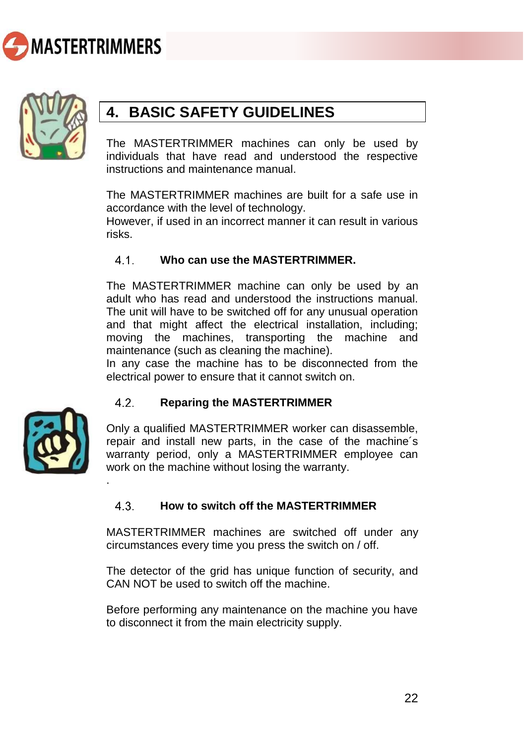## 4. BASIC SAFETY GUIDELINES

The MASTERTRIMMER machines can only be used by individuals that have read and understood the respective instructions and maintenance manual.

The MASTERTRIMMER machines are built for a safe use in accordance with the level of technology.
However, if used in an incorrect manner it can result in various risks.

### 4.1. Who can use the MASTERTRIMMER.

The MASTERTRIMMER machine can only be used by an adult who has read and understood the instructions manual. The unit will have to be switched off for any unusual operation and that might affect the electrical installation, including; moving the machines, transporting the machine and maintenance (such as cleaning the machine).
In any case the machine has to be disconnected from the electrical power to ensure that it cannot switch on.

### 4.2. Reparing the MASTERTRIMMER

Only a qualified MASTERTRIMMER worker can disassemble, repair and install new parts, in the case of the machine´s warranty period, only a MASTERTRIMMER employee can work on the machine without losing the warranty.
.

### 4.3. How to switch off the MASTERTRIMMER

MASTERTRIMMER machines are switched off under any circumstances every time you press the switch on / off.

The detector of the grid has unique function of security, and CAN NOT be used to switch off the machine.

Before performing any maintenance on the machine you have to disconnect it from the main electricity supply.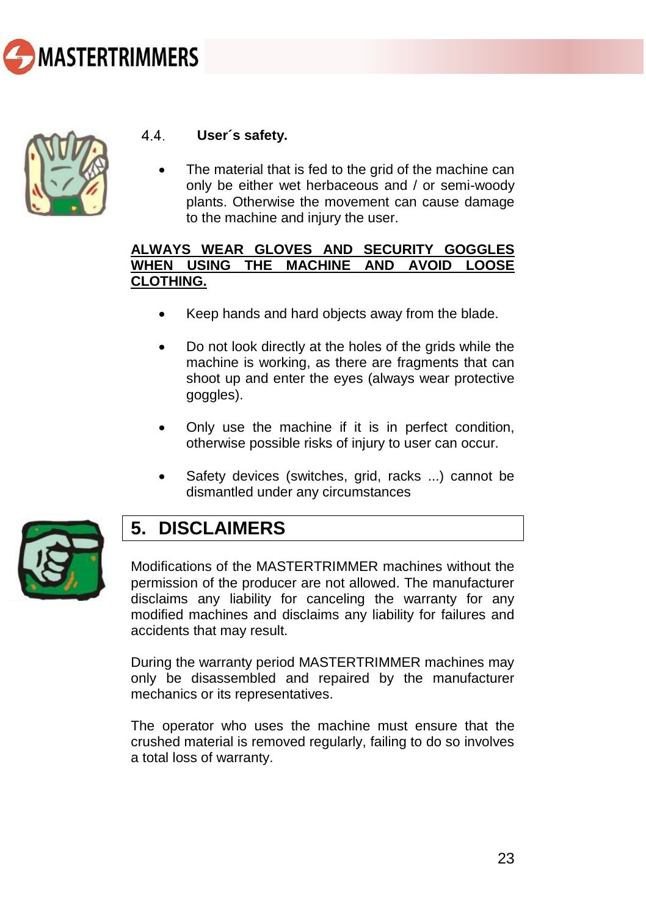### 4.4. User´s safety.

- The material that is fed to the grid of the machine can only be either wet herbaceous and / or semi-woody plants. Otherwise the movement can cause damage to the machine and injury the user.

**ALWAYS WEAR GLOVES AND SECURITY GOGGLES WHEN USING THE MACHINE AND AVOID LOOSE CLOTHING.**

- Keep hands and hard objects away from the blade.
- Do not look directly at the holes of the grids while the machine is working, as there are fragments that can shoot up and enter the eyes (always wear protective goggles).
- Only use the machine if it is in perfect condition, otherwise possible risks of injury to user can occur.
- Safety devices (switches, grid, racks ...) cannot be dismantled under any circumstances

## 5. DISCLAIMERS

Modifications of the MASTERTRIMMER machines without the permission of the producer are not allowed. The manufacturer disclaims any liability for canceling the warranty for any modified machines and disclaims any liability for failures and accidents that may result.

During the warranty period MASTERTRIMMER machines may only be disassembled and repaired by the manufacturer mechanics or its representatives.

The operator who uses the machine must ensure that the crushed material is removed regularly, failing to do so involves a total loss of warranty.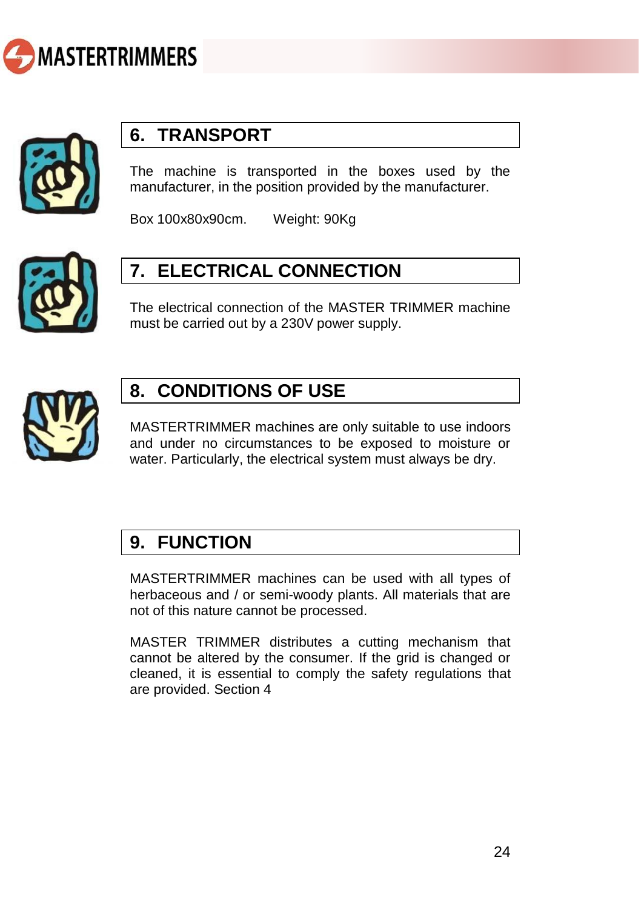## 6. TRANSPORT

The machine is transported in the boxes used by the manufacturer, in the position provided by the manufacturer.

Box 100x80x90cm.      Weight: 90Kg

## 7. ELECTRICAL CONNECTION

The electrical connection of the MASTER TRIMMER machine must be carried out by a 230V power supply.

## 8. CONDITIONS OF USE

MASTERTRIMMER machines are only suitable to use indoors and under no circumstances to be exposed to moisture or water. Particularly, the electrical system must always be dry.

## 9. FUNCTION

MASTERTRIMMER machines can be used with all types of herbaceous and / or semi-woody plants. All materials that are not of this nature cannot be processed.

MASTER TRIMMER distributes a cutting mechanism that cannot be altered by the consumer. If the grid is changed or cleaned, it is essential to comply the safety regulations that are provided. Section 4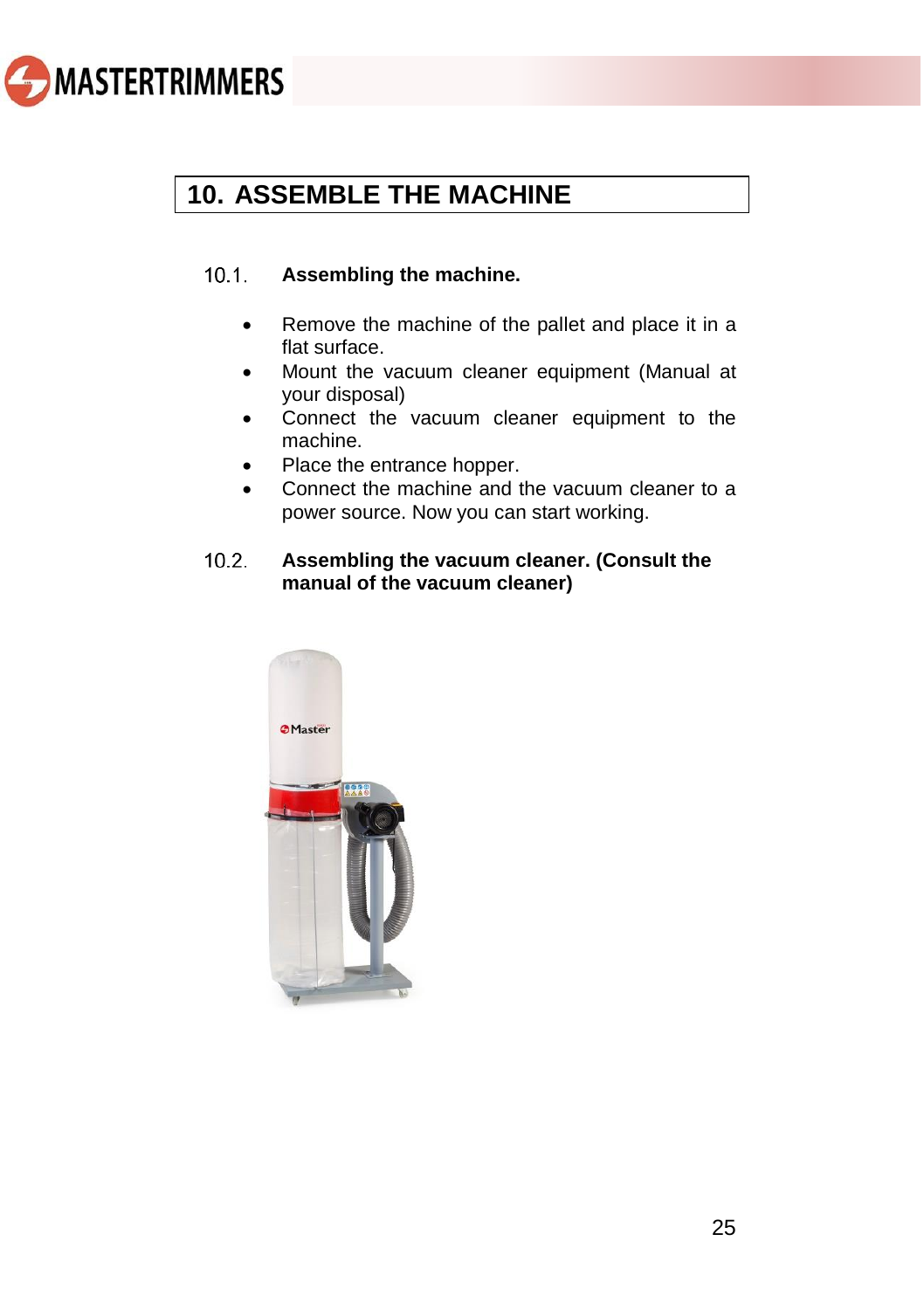# 10. ASSEMBLE THE MACHINE

## 10.1. Assembling the machine.

- Remove the machine of the pallet and place it in a flat surface.
- Mount the vacuum cleaner equipment (Manual at your disposal)
- Connect the vacuum cleaner equipment to the machine.
- Place the entrance hopper.
- Connect the machine and the vacuum cleaner to a power source. Now you can start working.

## 10.2. Assembling the vacuum cleaner. (Consult the manual of the vacuum cleaner)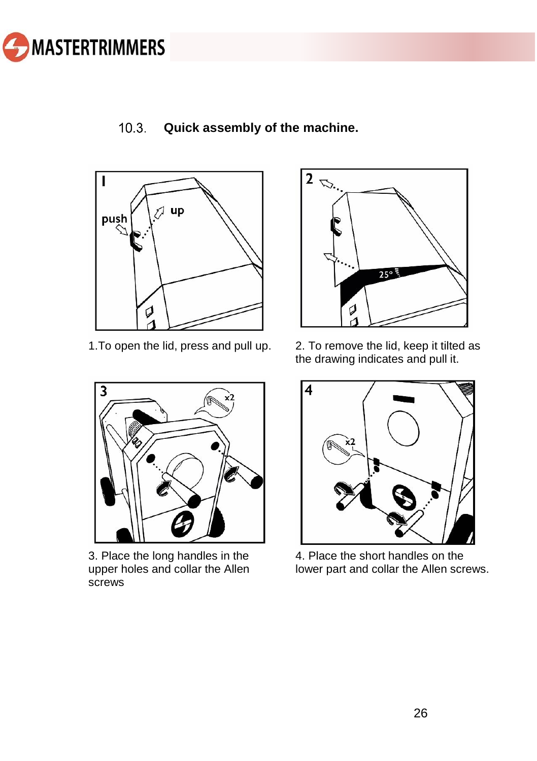## 10.3. Quick assembly of the machine.

1.To open the lid, press and pull up.

2. To remove the lid, keep it tilted as the drawing indicates and pull it.

3. Place the long handles in the upper holes and collar the Allen screws

4. Place the short handles on the lower part and collar the Allen screws.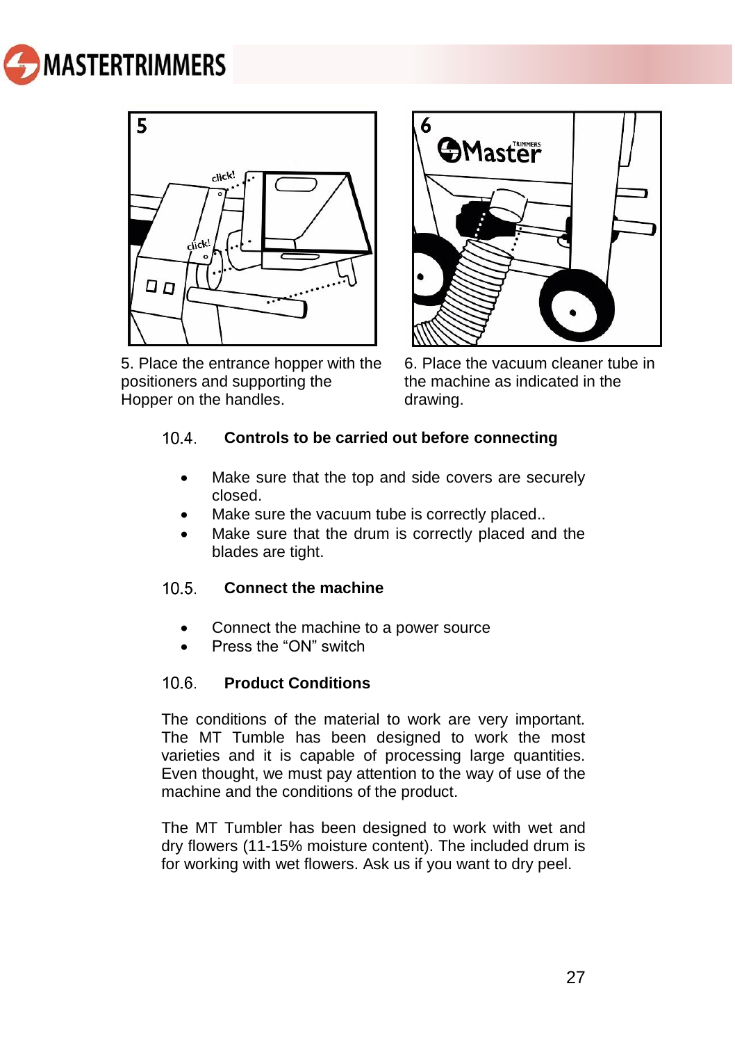5. Place the entrance hopper with the positioners and supporting the Hopper on the handles.

6. Place the vacuum cleaner tube in the machine as indicated in the drawing.

### 10.4. Controls to be carried out before connecting

- Make sure that the top and side covers are securely closed.
- Make sure the vacuum tube is correctly placed..
- Make sure that the drum is correctly placed and the blades are tight.

### 10.5. Connect the machine

- Connect the machine to a power source
- Press the "ON" switch

### 10.6. Product Conditions

The conditions of the material to work are very important. The MT Tumble has been designed to work the most varieties and it is capable of processing large quantities. Even thought, we must pay attention to the way of use of the machine and the conditions of the product.

The MT Tumbler has been designed to work with wet and dry flowers (11-15% moisture content). The included drum is for working with wet flowers. Ask us if you want to dry peel.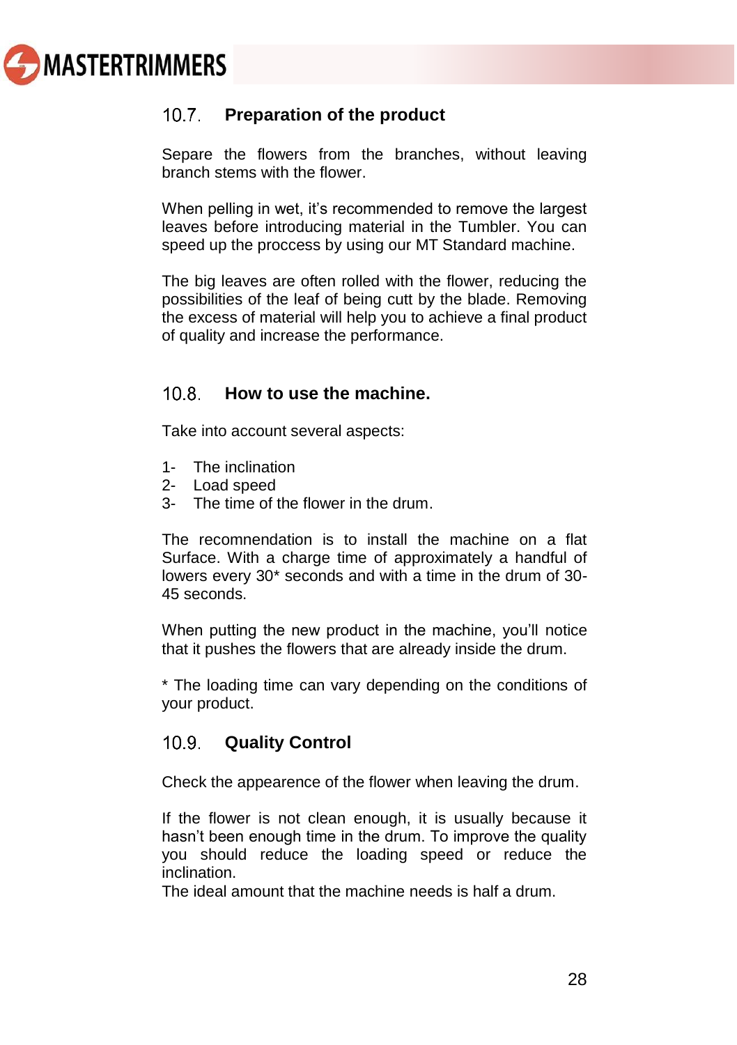## 10.7. Preparation of the product

Separe the flowers from the branches, without leaving branch stems with the flower.

When pelling in wet, it's recommended to remove the largest leaves before introducing material in the Tumbler. You can speed up the proccess by using our MT Standard machine.

The big leaves are often rolled with the flower, reducing the possibilities of the leaf of being cutt by the blade. Removing the excess of material will help you to achieve a final product of quality and increase the performance.

## 10.8. How to use the machine.

Take into account several aspects:

1- The inclination
2- Load speed
3- The time of the flower in the drum.

The recomnendation is to install the machine on a flat Surface. With a charge time of approximately a handful of lowers every 30* seconds and with a time in the drum of 30-45 seconds.

When putting the new product in the machine, you'll notice that it pushes the flowers that are already inside the drum.

* The loading time can vary depending on the conditions of your product.

## 10.9. Quality Control

Check the appearence of the flower when leaving the drum.

If the flower is not clean enough, it is usually because it hasn't been enough time in the drum. To improve the quality you should reduce the loading speed or reduce the inclination.
The ideal amount that the machine needs is half a drum.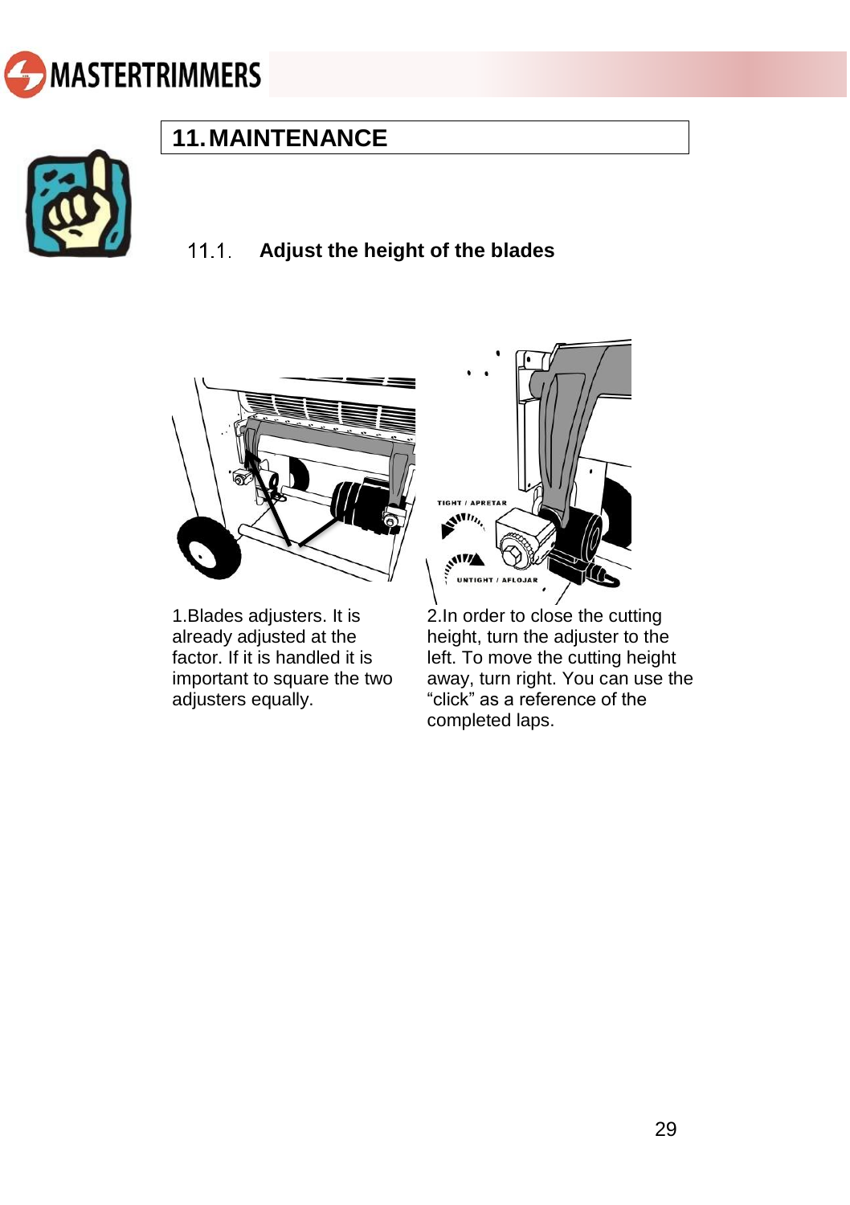# 11. MAINTENANCE

## 11.1. Adjust the height of the blades

1.Blades adjusters. It is already adjusted at the factor. If it is handled it is important to square the two adjusters equally.

2.In order to close the cutting height, turn the adjuster to the left. To move the cutting height away, turn right. You can use the “click” as a reference of the completed laps.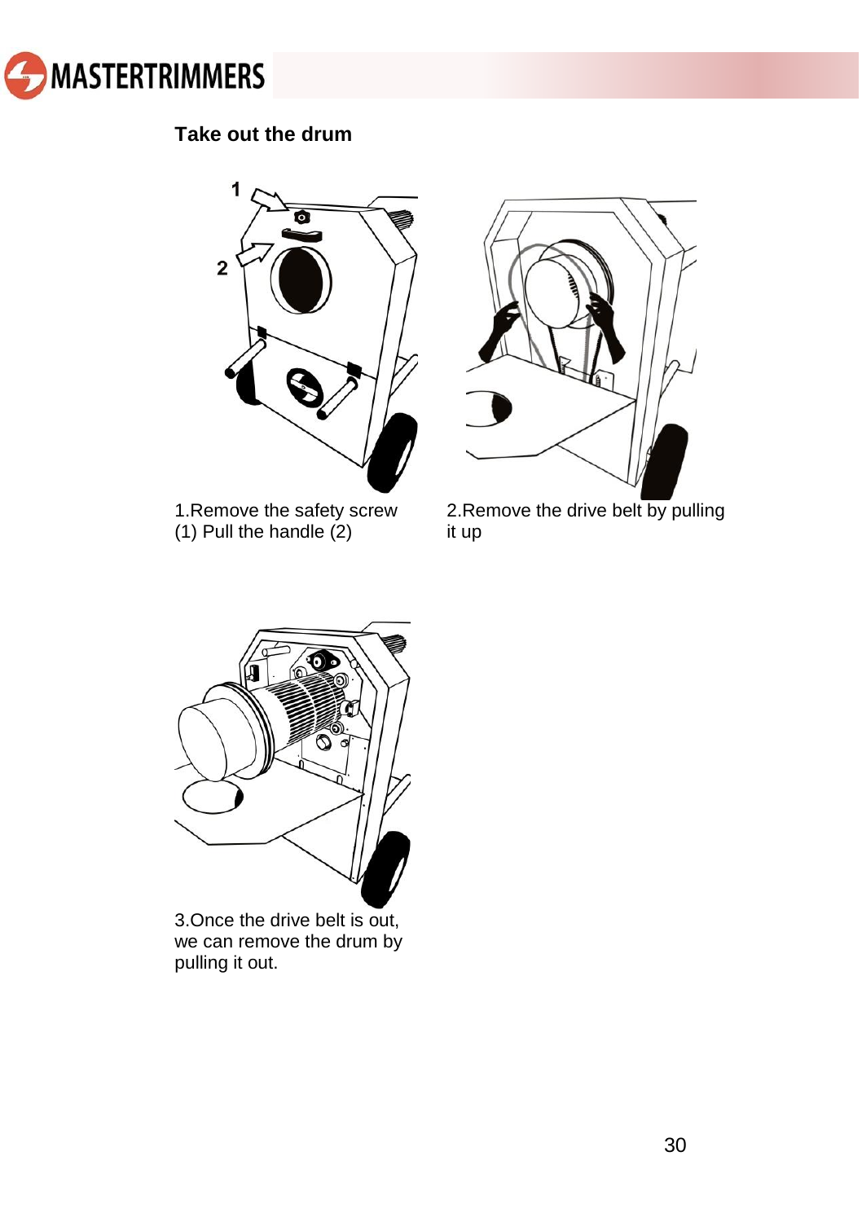## Take out the drum

1.Remove the safety screw (1) Pull the handle (2)

2.Remove the drive belt by pulling it up

3.Once the drive belt is out, we can remove the drum by pulling it out.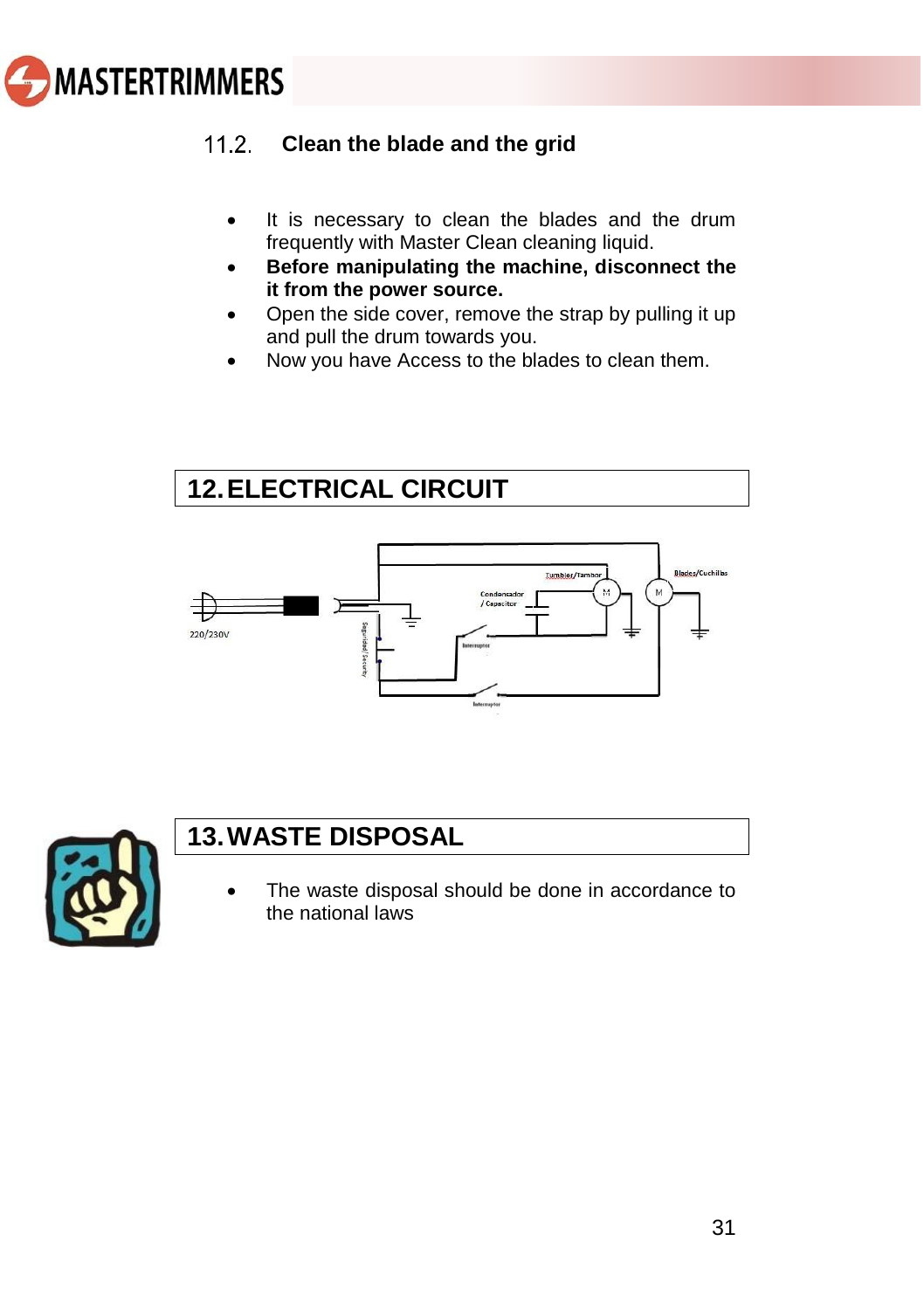### 11.2. Clean the blade and the grid

- It is necessary to clean the blades and the drum frequently with Master Clean cleaning liquid.
- **Before manipulating the machine, disconnect the it from the power source.**
- Open the side cover, remove the strap by pulling it up and pull the drum towards you.
- Now you have Access to the blades to clean them.

## 12. ELECTRICAL CIRCUIT

## 13. WASTE DISPOSAL

- The waste disposal should be done in accordance to the national laws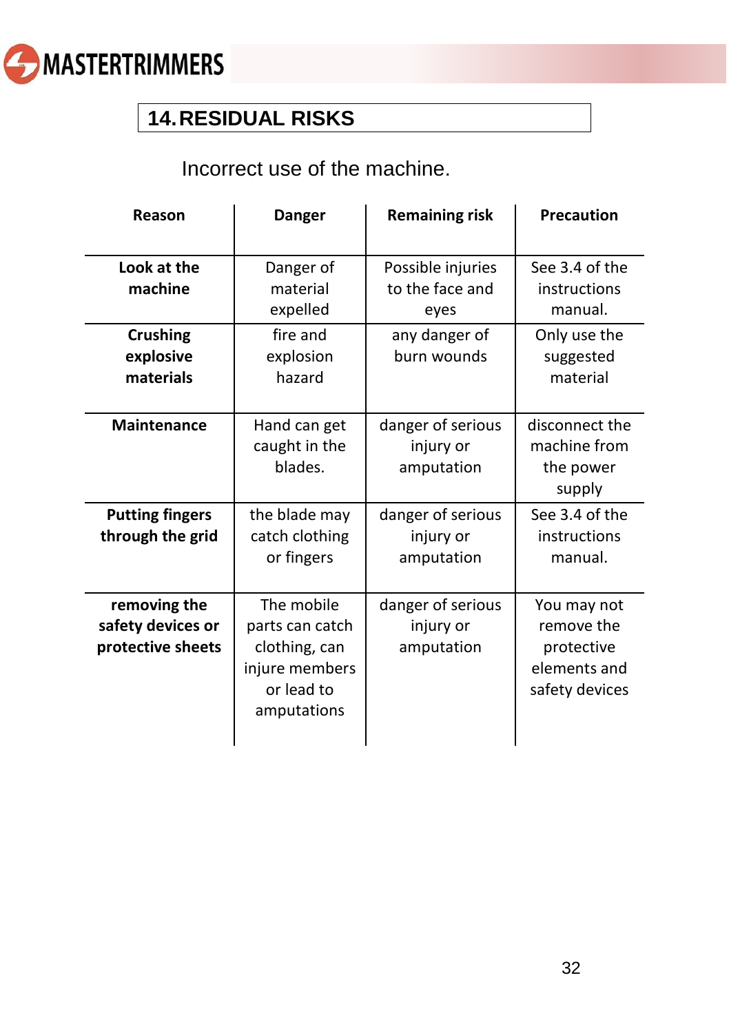## 14. RESIDUAL RISKS

Incorrect use of the machine.

| Reason | Danger | Remaining risk | Precaution |
|---|---|---|---|
| **Look at the machine** | Danger of material expelled | Possible injuries to the face and eyes | See 3.4 of the instructions manual. |
| **Crushing explosive materials** | fire and explosion hazard | any danger of burn wounds | Only use the suggested material |
| **Maintenance** | Hand can get caught in the blades. | danger of serious injury or amputation | disconnect the machine from the power supply |
| **Putting fingers through the grid** | the blade may catch clothing or fingers | danger of serious injury or amputation | See 3.4 of the instructions manual. |
| **removing the safety devices or protective sheets** | The mobile parts can catch clothing, can injure members or lead to amputations | danger of serious injury or amputation | You may not remove the protective elements and safety devices |